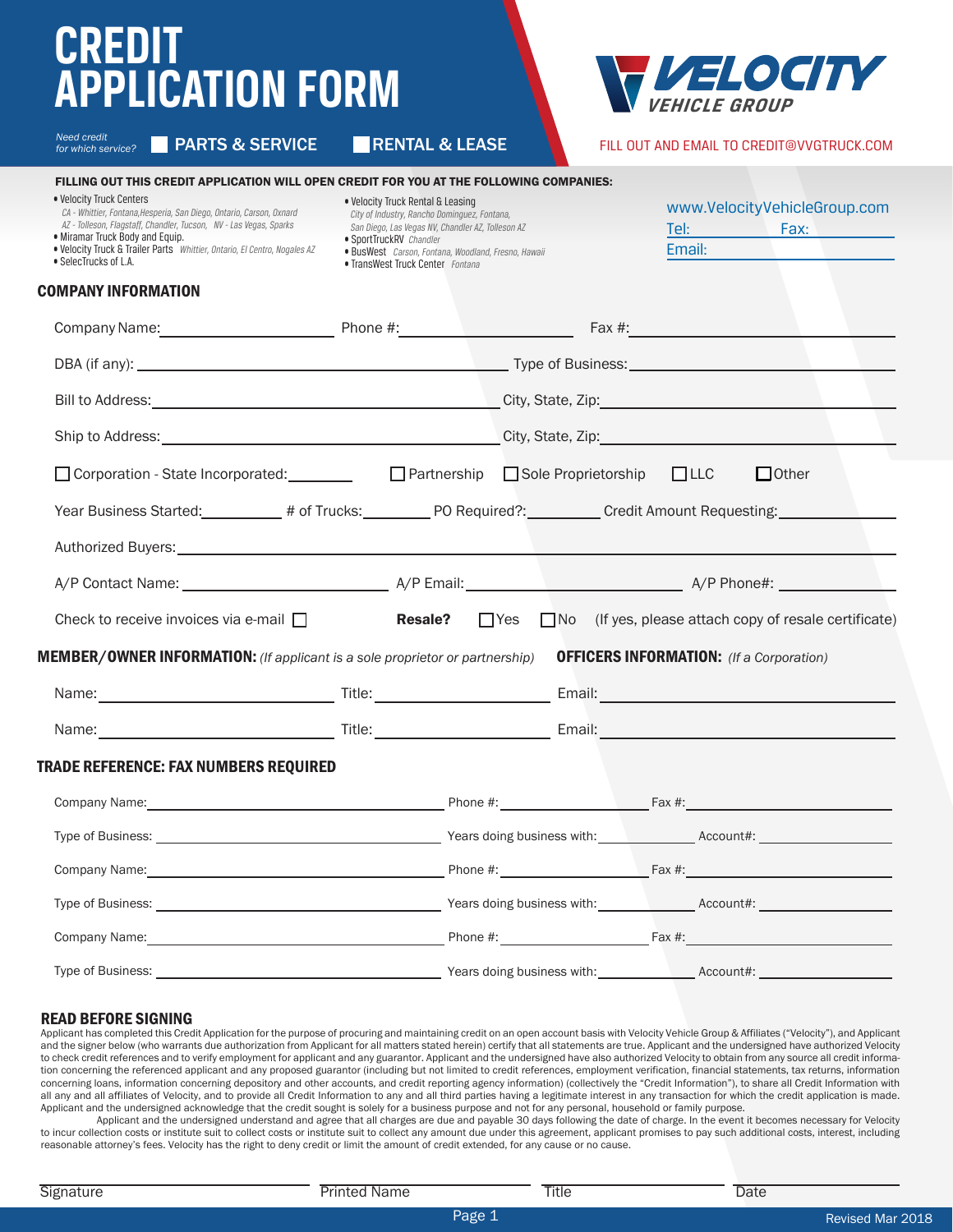# CREDIT APPLICATION FORM

VELOCITY VEHICLE GROUP

*Need credit for which service?* ☐ PARTS & SERVICE ☐ RENTAL & LEASE

FILL OUT AND EMAIL TO CREDIT@VVGTRUCK.COM

**FILLING OUT THIS CREDIT APPLICATION WILL OPEN CREDIT FOR YOU AT THE FOLLOWING COMPANIES:**

- Velocity Truck Centers
  *CA - Whittier, Fontana,Hesperia, San Diego, Ontario, Carson, Oxnard*
  *AZ - Tolleson, Flagstaff, Chandler, Tucson, NV - Las Vegas, Sparks*
- Miramar Truck Body and Equip.
- Velocity Truck & Trailer Parts *Whittier, Ontario, El Centro, Nogales AZ*
- SelecTrucks of L.A.
- Velocity Truck Rental & Leasing
  *City of Industry, Rancho Dominguez, Fontana, San Diego, Las Vegas NV, Chandler AZ, Tolleson AZ*
- SportTruckRV *Chandler*
- BusWest *Carson, Fontana, Woodland, Fresno, Hawaii*
- TransWest Truck Center *Fontana*

www.VelocityVehicleGroup.com
Tel: ______ Fax: ______
Email: ______

## COMPANY INFORMATION

Company Name: ______ Phone #: ______ Fax #: ______

DBA (if any): ______ Type of Business: ______

Bill to Address: ______ City, State, Zip: ______

Ship to Address: ______ City, State, Zip: ______

☐ Corporation - State Incorporated: ______ ☐ Partnership ☐ Sole Proprietorship ☐ LLC ☐ Other

Year Business Started: ______ # of Trucks: ______ PO Required?: ______ Credit Amount Requesting: ______

Authorized Buyers: ______

A/P Contact Name: ______ A/P Email: ______ A/P Phone#: ______

Check to receive invoices via e-mail ☐ **Resale?** ☐ Yes ☐ No (If yes, please attach copy of resale certificate)

## MEMBER/OWNER INFORMATION: *(If applicant is a sole proprietor or partnership)* OFFICERS INFORMATION: *(If a Corporation)*

Name: ______ Title: ______ Email: ______

Name: ______ Title: ______ Email: ______

## TRADE REFERENCE: FAX NUMBERS REQUIRED

Company Name: ______ Phone #: ______ Fax #: ______

Type of Business: ______ Years doing business with: ______ Account#: ______

Company Name: ______ Phone #: ______ Fax #: ______

Type of Business: ______ Years doing business with: ______ Account#: ______

Company Name: ______ Phone #: ______ Fax #: ______

Type of Business: ______ Years doing business with: ______ Account#: ______

## READ BEFORE SIGNING

Applicant has completed this Credit Application for the purpose of procuring and maintaining credit on an open account basis with Velocity Vehicle Group & Affiliates ("Velocity"), and Applicant and the signer below (who warrants due authorization from Applicant for all matters stated herein) certify that all statements are true. Applicant and the undersigned have authorized Velocity to check credit references and to verify employment for applicant and any guarantor. Applicant and the undersigned have also authorized Velocity to obtain from any source all credit information concerning the referenced applicant and any proposed guarantor (including but not limited to credit references, employment verification, financial statements, tax returns, information concerning loans, information concerning depository and other accounts, and credit reporting agency information) (collectively the "Credit Information"), to share all Credit Information with all any and all affiliates of Velocity, and to provide all Credit Information to any and all third parties having a legitimate interest in any transaction for which the credit application is made. Applicant and the undersigned acknowledge that the credit sought is solely for a business purpose and not for any personal, household or family purpose.

Applicant and the undersigned understand and agree that all charges are due and payable 30 days following the date of charge. In the event it becomes necessary for Velocity to incur collection costs or institute suit to collect costs or institute suit to collect any amount due under this agreement, applicant promises to pay such additional costs, interest, including reasonable attorney's fees. Velocity has the right to deny credit or limit the amount of credit extended, for any cause or no cause.

Signature ______ Printed Name ______ Title ______ Date ______

Revised Mar 2018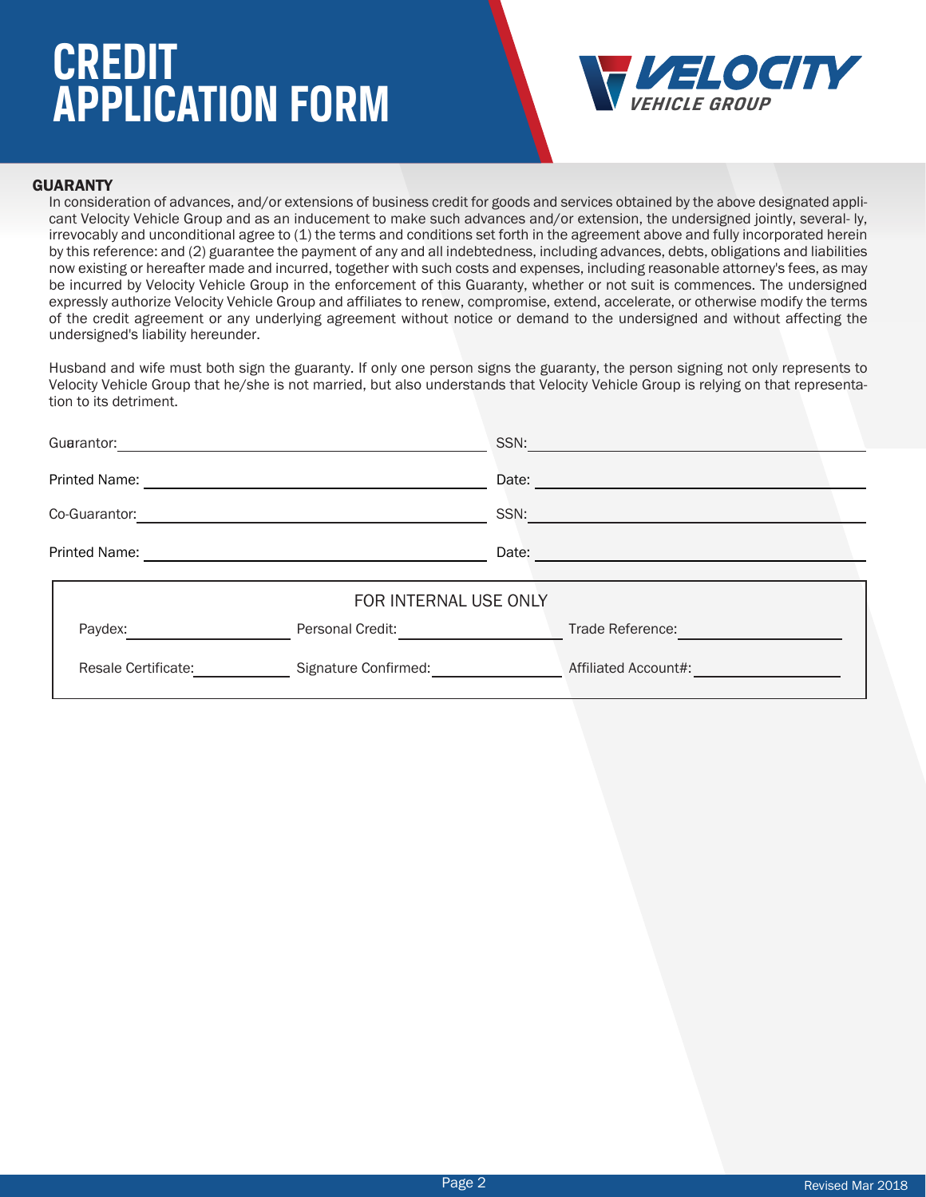# CREDIT APPLICATION FORM

VELOCITY VEHICLE GROUP

## GUARANTY

In consideration of advances, and/or extensions of business credit for goods and services obtained by the above designated applicant Velocity Vehicle Group and as an inducement to make such advances and/or extension, the undersigned jointly, several- ly, irrevocably and unconditional agree to (1) the terms and conditions set forth in the agreement above and fully incorporated herein by this reference: and (2) guarantee the payment of any and all indebtedness, including advances, debts, obligations and liabilities now existing or hereafter made and incurred, together with such costs and expenses, including reasonable attorney's fees, as may be incurred by Velocity Vehicle Group in the enforcement of this Guaranty, whether or not suit is commences. The undersigned expressly authorize Velocity Vehicle Group and affiliates to renew, compromise, extend, accelerate, or otherwise modify the terms of the credit agreement or any underlying agreement without notice or demand to the undersigned and without affecting the undersigned's liability hereunder.

Husband and wife must both sign the guaranty. If only one person signs the guaranty, the person signing not only represents to Velocity Vehicle Group that he/she is not married, but also understands that Velocity Vehicle Group is relying on that representation to its detriment.

Guarantor: ______________________ SSN: ______________________

Printed Name: ______________________ Date: ______________________

Co-Guarantor: ______________________ SSN: ______________________

Printed Name: ______________________ Date: ______________________

| FOR INTERNAL USE ONLY | | |
|---|---|---|
| Paydex: | Personal Credit: | Trade Reference: |
| Resale Certificate: | Signature Confirmed: | Affiliated Account#: |

Revised Mar 2018